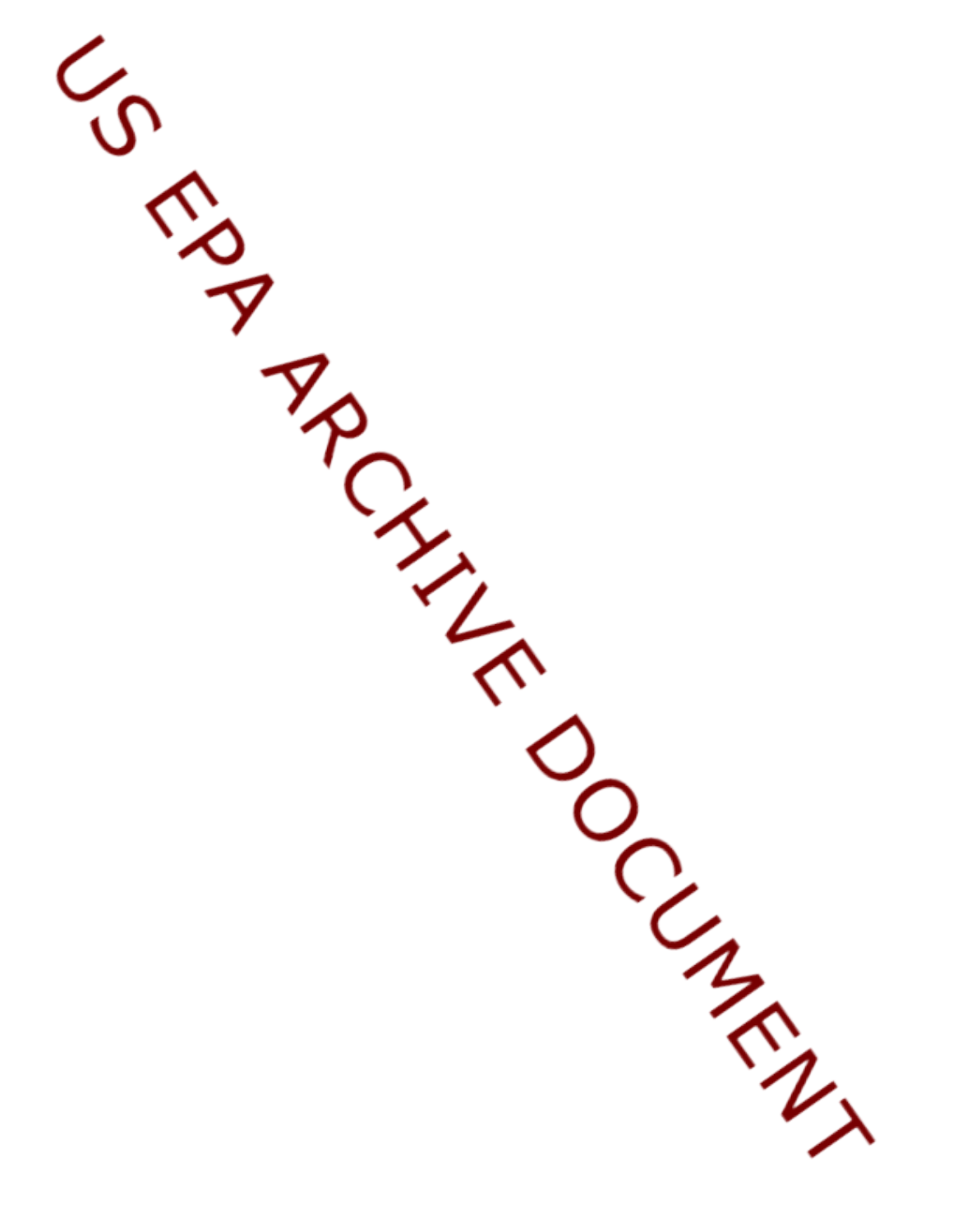US EPA ARCHIVE DOCUMENT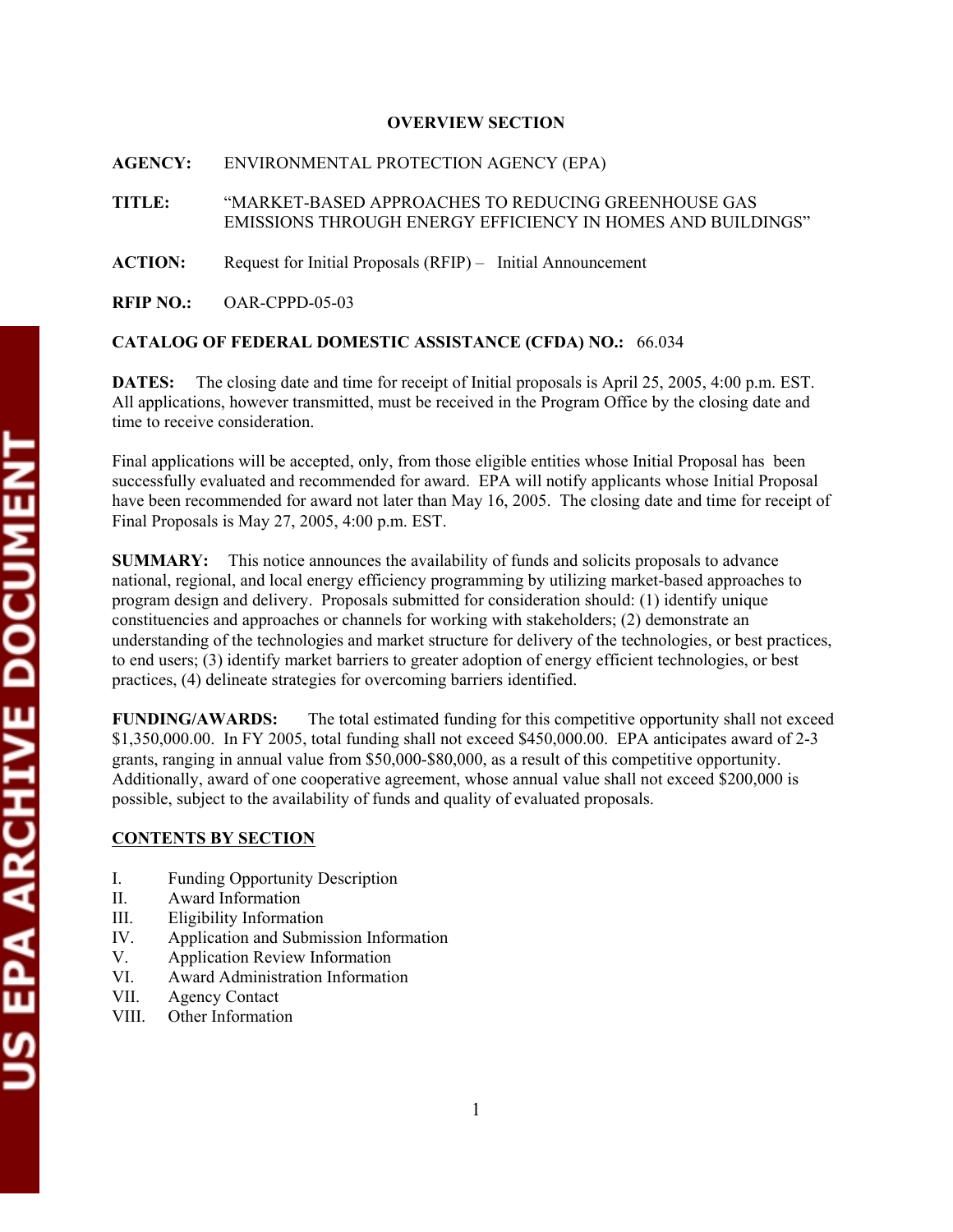# OVERVIEW SECTION

**AGENCY:** ENVIRONMENTAL PROTECTION AGENCY (EPA)

**TITLE:** "MARKET-BASED APPROACHES TO REDUCING GREENHOUSE GAS EMISSIONS THROUGH ENERGY EFFICIENCY IN HOMES AND BUILDINGS"

**ACTION:** Request for Initial Proposals (RFIP) – Initial Announcement

**RFIP NO.:** OAR-CPPD-05-03

**CATALOG OF FEDERAL DOMESTIC ASSISTANCE (CFDA) NO.:** 66.034

**DATES:** The closing date and time for receipt of Initial proposals is April 25, 2005, 4:00 p.m. EST. All applications, however transmitted, must be received in the Program Office by the closing date and time to receive consideration.

Final applications will be accepted, only, from those eligible entities whose Initial Proposal has been successfully evaluated and recommended for award. EPA will notify applicants whose Initial Proposal have been recommended for award not later than May 16, 2005. The closing date and time for receipt of Final Proposals is May 27, 2005, 4:00 p.m. EST.

**SUMMARY:** This notice announces the availability of funds and solicits proposals to advance national, regional, and local energy efficiency programming by utilizing market-based approaches to program design and delivery. Proposals submitted for consideration should: (1) identify unique constituencies and approaches or channels for working with stakeholders; (2) demonstrate an understanding of the technologies and market structure for delivery of the technologies, or best practices, to end users; (3) identify market barriers to greater adoption of energy efficient technologies, or best practices, (4) delineate strategies for overcoming barriers identified.

**FUNDING/AWARDS:** The total estimated funding for this competitive opportunity shall not exceed $1,350,000.00. In FY 2005, total funding shall not exceed $450,000.00. EPA anticipates award of 2-3 grants, ranging in annual value from $50,000-$80,000, as a result of this competitive opportunity. Additionally, award of one cooperative agreement, whose annual value shall not exceed $200,000 is possible, subject to the availability of funds and quality of evaluated proposals.

**<u>CONTENTS BY SECTION</u>**

I. Funding Opportunity Description
II. Award Information
III. Eligibility Information
IV. Application and Submission Information
V. Application Review Information
VI. Award Administration Information
VII. Agency Contact
VIII. Other Information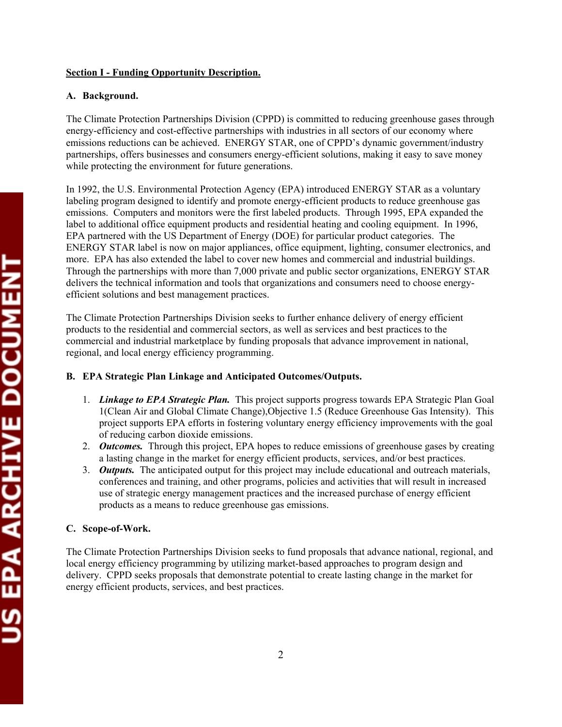**Section I - Funding Opportunity Description.**

**A. Background.**

The Climate Protection Partnerships Division (CPPD) is committed to reducing greenhouse gases through energy-efficiency and cost-effective partnerships with industries in all sectors of our economy where emissions reductions can be achieved. ENERGY STAR, one of CPPD's dynamic government/industry partnerships, offers businesses and consumers energy-efficient solutions, making it easy to save money while protecting the environment for future generations.

In 1992, the U.S. Environmental Protection Agency (EPA) introduced ENERGY STAR as a voluntary labeling program designed to identify and promote energy-efficient products to reduce greenhouse gas emissions. Computers and monitors were the first labeled products. Through 1995, EPA expanded the label to additional office equipment products and residential heating and cooling equipment. In 1996, EPA partnered with the US Department of Energy (DOE) for particular product categories. The ENERGY STAR label is now on major appliances, office equipment, lighting, consumer electronics, and more. EPA has also extended the label to cover new homes and commercial and industrial buildings. Through the partnerships with more than 7,000 private and public sector organizations, ENERGY STAR delivers the technical information and tools that organizations and consumers need to choose energy-efficient solutions and best management practices.

The Climate Protection Partnerships Division seeks to further enhance delivery of energy efficient products to the residential and commercial sectors, as well as services and best practices to the commercial and industrial marketplace by funding proposals that advance improvement in national, regional, and local energy efficiency programming.

**B. EPA Strategic Plan Linkage and Anticipated Outcomes/Outputs.**

1. ***Linkage to EPA Strategic Plan.*** This project supports progress towards EPA Strategic Plan Goal 1(Clean Air and Global Climate Change),Objective 1.5 (Reduce Greenhouse Gas Intensity). This project supports EPA efforts in fostering voluntary energy efficiency improvements with the goal of reducing carbon dioxide emissions.
2. ***Outcomes.*** Through this project, EPA hopes to reduce emissions of greenhouse gases by creating a lasting change in the market for energy efficient products, services, and/or best practices.
3. ***Outputs.*** The anticipated output for this project may include educational and outreach materials, conferences and training, and other programs, policies and activities that will result in increased use of strategic energy management practices and the increased purchase of energy efficient products as a means to reduce greenhouse gas emissions.

**C. Scope-of-Work.**

The Climate Protection Partnerships Division seeks to fund proposals that advance national, regional, and local energy efficiency programming by utilizing market-based approaches to program design and delivery. CPPD seeks proposals that demonstrate potential to create lasting change in the market for energy efficient products, services, and best practices.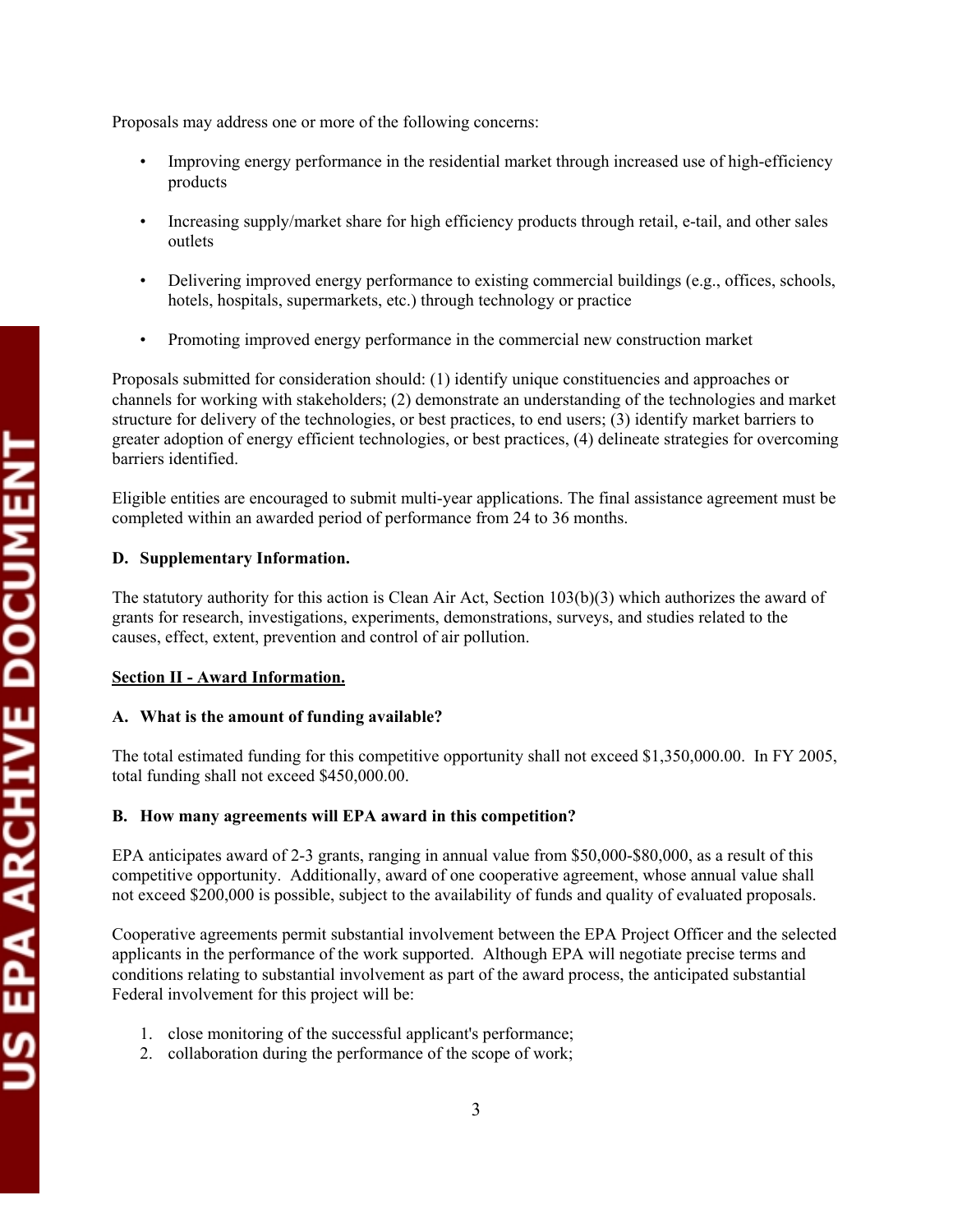Proposals may address one or more of the following concerns:

- Improving energy performance in the residential market through increased use of high-efficiency products
- Increasing supply/market share for high efficiency products through retail, e-tail, and other sales outlets
- Delivering improved energy performance to existing commercial buildings (e.g., offices, schools, hotels, hospitals, supermarkets, etc.) through technology or practice
- Promoting improved energy performance in the commercial new construction market

Proposals submitted for consideration should: (1) identify unique constituencies and approaches or channels for working with stakeholders; (2) demonstrate an understanding of the technologies and market structure for delivery of the technologies, or best practices, to end users; (3) identify market barriers to greater adoption of energy efficient technologies, or best practices, (4) delineate strategies for overcoming barriers identified.

Eligible entities are encouraged to submit multi-year applications. The final assistance agreement must be completed within an awarded period of performance from 24 to 36 months.

**D. Supplementary Information.**

The statutory authority for this action is Clean Air Act, Section 103(b)(3) which authorizes the award of grants for research, investigations, experiments, demonstrations, surveys, and studies related to the causes, effect, extent, prevention and control of air pollution.

## Section II - Award Information.

**A. What is the amount of funding available?**

The total estimated funding for this competitive opportunity shall not exceed $1,350,000.00. In FY 2005, total funding shall not exceed $450,000.00.

**B. How many agreements will EPA award in this competition?**

EPA anticipates award of 2-3 grants, ranging in annual value from $50,000-$80,000, as a result of this competitive opportunity. Additionally, award of one cooperative agreement, whose annual value shall not exceed $200,000 is possible, subject to the availability of funds and quality of evaluated proposals.

Cooperative agreements permit substantial involvement between the EPA Project Officer and the selected applicants in the performance of the work supported. Although EPA will negotiate precise terms and conditions relating to substantial involvement as part of the award process, the anticipated substantial Federal involvement for this project will be:

1. close monitoring of the successful applicant's performance;
2. collaboration during the performance of the scope of work;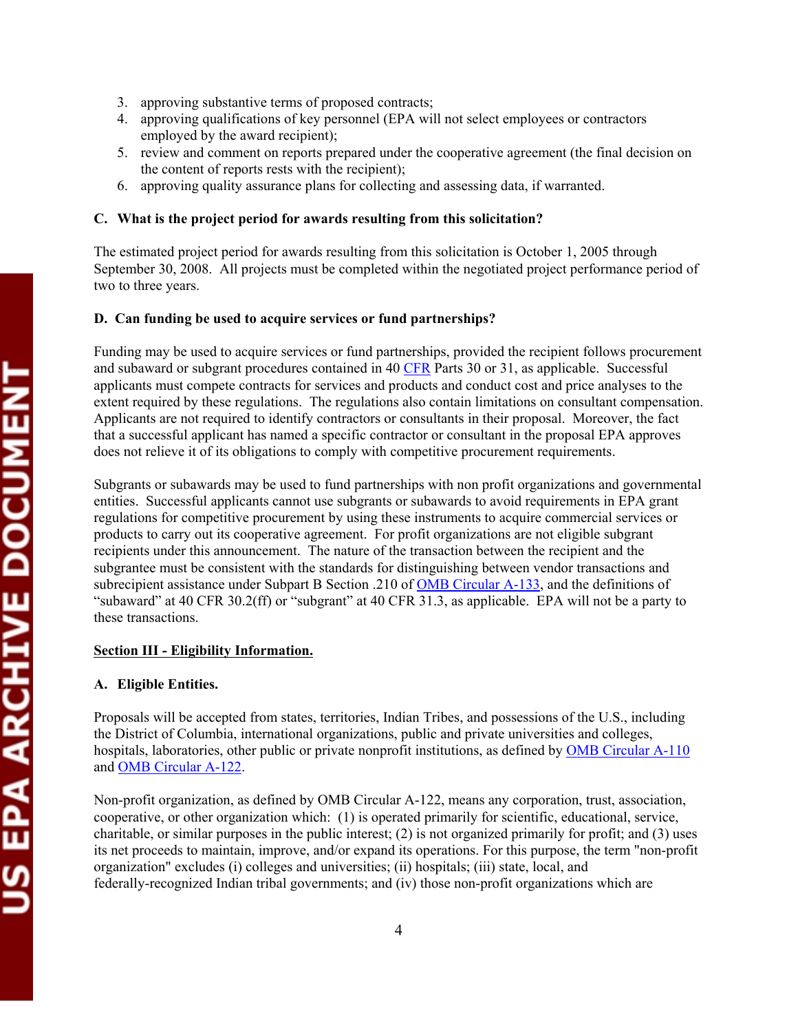3. approving substantive terms of proposed contracts;
4. approving qualifications of key personnel (EPA will not select employees or contractors employed by the award recipient);
5. review and comment on reports prepared under the cooperative agreement (the final decision on the content of reports rests with the recipient);
6. approving quality assurance plans for collecting and assessing data, if warranted.

**C. What is the project period for awards resulting from this solicitation?**

The estimated project period for awards resulting from this solicitation is October 1, 2005 through September 30, 2008. All projects must be completed within the negotiated project performance period of two to three years.

**D. Can funding be used to acquire services or fund partnerships?**

Funding may be used to acquire services or fund partnerships, provided the recipient follows procurement and subaward or subgrant procedures contained in 40 CFR Parts 30 or 31, as applicable. Successful applicants must compete contracts for services and products and conduct cost and price analyses to the extent required by these regulations. The regulations also contain limitations on consultant compensation. Applicants are not required to identify contractors or consultants in their proposal. Moreover, the fact that a successful applicant has named a specific contractor or consultant in the proposal EPA approves does not relieve it of its obligations to comply with competitive procurement requirements.

Subgrants or subawards may be used to fund partnerships with non profit organizations and governmental entities. Successful applicants cannot use subgrants or subawards to avoid requirements in EPA grant regulations for competitive procurement by using these instruments to acquire commercial services or products to carry out its cooperative agreement. For profit organizations are not eligible subgrant recipients under this announcement. The nature of the transaction between the recipient and the subgrantee must be consistent with the standards for distinguishing between vendor transactions and subrecipient assistance under Subpart B Section .210 of OMB Circular A-133, and the definitions of "subaward" at 40 CFR 30.2(ff) or "subgrant" at 40 CFR 31.3, as applicable. EPA will not be a party to these transactions.

## Section III - Eligibility Information.

**A. Eligible Entities.**

Proposals will be accepted from states, territories, Indian Tribes, and possessions of the U.S., including the District of Columbia, international organizations, public and private universities and colleges, hospitals, laboratories, other public or private nonprofit institutions, as defined by OMB Circular A-110 and OMB Circular A-122.

Non-profit organization, as defined by OMB Circular A-122, means any corporation, trust, association, cooperative, or other organization which: (1) is operated primarily for scientific, educational, service, charitable, or similar purposes in the public interest; (2) is not organized primarily for profit; and (3) uses its net proceeds to maintain, improve, and/or expand its operations. For this purpose, the term "non-profit organization" excludes (i) colleges and universities; (ii) hospitals; (iii) state, local, and federally-recognized Indian tribal governments; and (iv) those non-profit organizations which are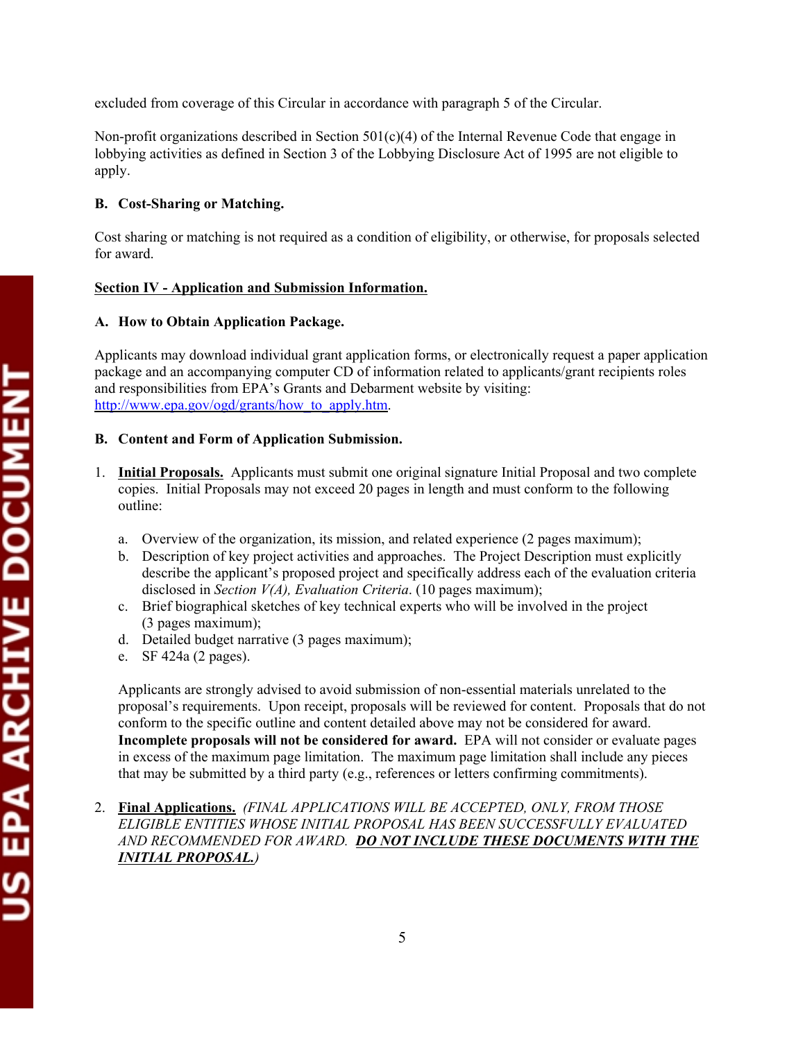excluded from coverage of this Circular in accordance with paragraph 5 of the Circular.

Non-profit organizations described in Section 501(c)(4) of the Internal Revenue Code that engage in lobbying activities as defined in Section 3 of the Lobbying Disclosure Act of 1995 are not eligible to apply.

**B. Cost-Sharing or Matching.**

Cost sharing or matching is not required as a condition of eligibility, or otherwise, for proposals selected for award.

## Section IV - Application and Submission Information.

**A. How to Obtain Application Package.**

Applicants may download individual grant application forms, or electronically request a paper application package and an accompanying computer CD of information related to applicants/grant recipients roles and responsibilities from EPA's Grants and Debarment website by visiting: http://www.epa.gov/ogd/grants/how_to_apply.htm.

**B. Content and Form of Application Submission.**

1. **Initial Proposals.** Applicants must submit one original signature Initial Proposal and two complete copies. Initial Proposals may not exceed 20 pages in length and must conform to the following outline:

   a. Overview of the organization, its mission, and related experience (2 pages maximum);
   b. Description of key project activities and approaches. The Project Description must explicitly describe the applicant's proposed project and specifically address each of the evaluation criteria disclosed in *Section V(A), Evaluation Criteria*. (10 pages maximum);
   c. Brief biographical sketches of key technical experts who will be involved in the project (3 pages maximum);
   d. Detailed budget narrative (3 pages maximum);
   e. SF 424a (2 pages).

   Applicants are strongly advised to avoid submission of non-essential materials unrelated to the proposal's requirements. Upon receipt, proposals will be reviewed for content. Proposals that do not conform to the specific outline and content detailed above may not be considered for award. **Incomplete proposals will not be considered for award.** EPA will not consider or evaluate pages in excess of the maximum page limitation. The maximum page limitation shall include any pieces that may be submitted by a third party (e.g., references or letters confirming commitments).

2. **Final Applications.** *(FINAL APPLICATIONS WILL BE ACCEPTED, ONLY, FROM THOSE ELIGIBLE ENTITIES WHOSE INITIAL PROPOSAL HAS BEEN SUCCESSFULLY EVALUATED AND RECOMMENDED FOR AWARD.* ***DO NOT INCLUDE THESE DOCUMENTS WITH THE INITIAL PROPOSAL.****)*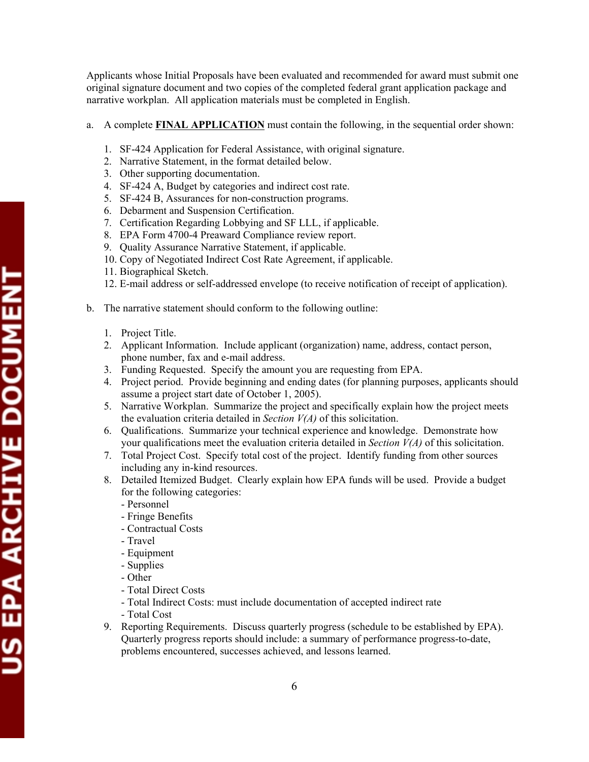Applicants whose Initial Proposals have been evaluated and recommended for award must submit one original signature document and two copies of the completed federal grant application package and narrative workplan. All application materials must be completed in English.

a. A complete **FINAL APPLICATION** must contain the following, in the sequential order shown:

1. SF-424 Application for Federal Assistance, with original signature.
2. Narrative Statement, in the format detailed below.
3. Other supporting documentation.
4. SF-424 A, Budget by categories and indirect cost rate.
5. SF-424 B, Assurances for non-construction programs.
6. Debarment and Suspension Certification.
7. Certification Regarding Lobbying and SF LLL, if applicable.
8. EPA Form 4700-4 Preaward Compliance review report.
9. Quality Assurance Narrative Statement, if applicable.
10. Copy of Negotiated Indirect Cost Rate Agreement, if applicable.
11. Biographical Sketch.
12. E-mail address or self-addressed envelope (to receive notification of receipt of application).

b. The narrative statement should conform to the following outline:

1. Project Title.
2. Applicant Information. Include applicant (organization) name, address, contact person, phone number, fax and e-mail address.
3. Funding Requested. Specify the amount you are requesting from EPA.
4. Project period. Provide beginning and ending dates (for planning purposes, applicants should assume a project start date of October 1, 2005).
5. Narrative Workplan. Summarize the project and specifically explain how the project meets the evaluation criteria detailed in *Section V(A)* of this solicitation.
6. Qualifications. Summarize your technical experience and knowledge. Demonstrate how your qualifications meet the evaluation criteria detailed in *Section V(A)* of this solicitation.
7. Total Project Cost. Specify total cost of the project. Identify funding from other sources including any in-kind resources.
8. Detailed Itemized Budget. Clearly explain how EPA funds will be used. Provide a budget for the following categories:
   - Personnel
   - Fringe Benefits
   - Contractual Costs
   - Travel
   - Equipment
   - Supplies
   - Other
   - Total Direct Costs
   - Total Indirect Costs: must include documentation of accepted indirect rate
   - Total Cost
9. Reporting Requirements. Discuss quarterly progress (schedule to be established by EPA). Quarterly progress reports should include: a summary of performance progress-to-date, problems encountered, successes achieved, and lessons learned.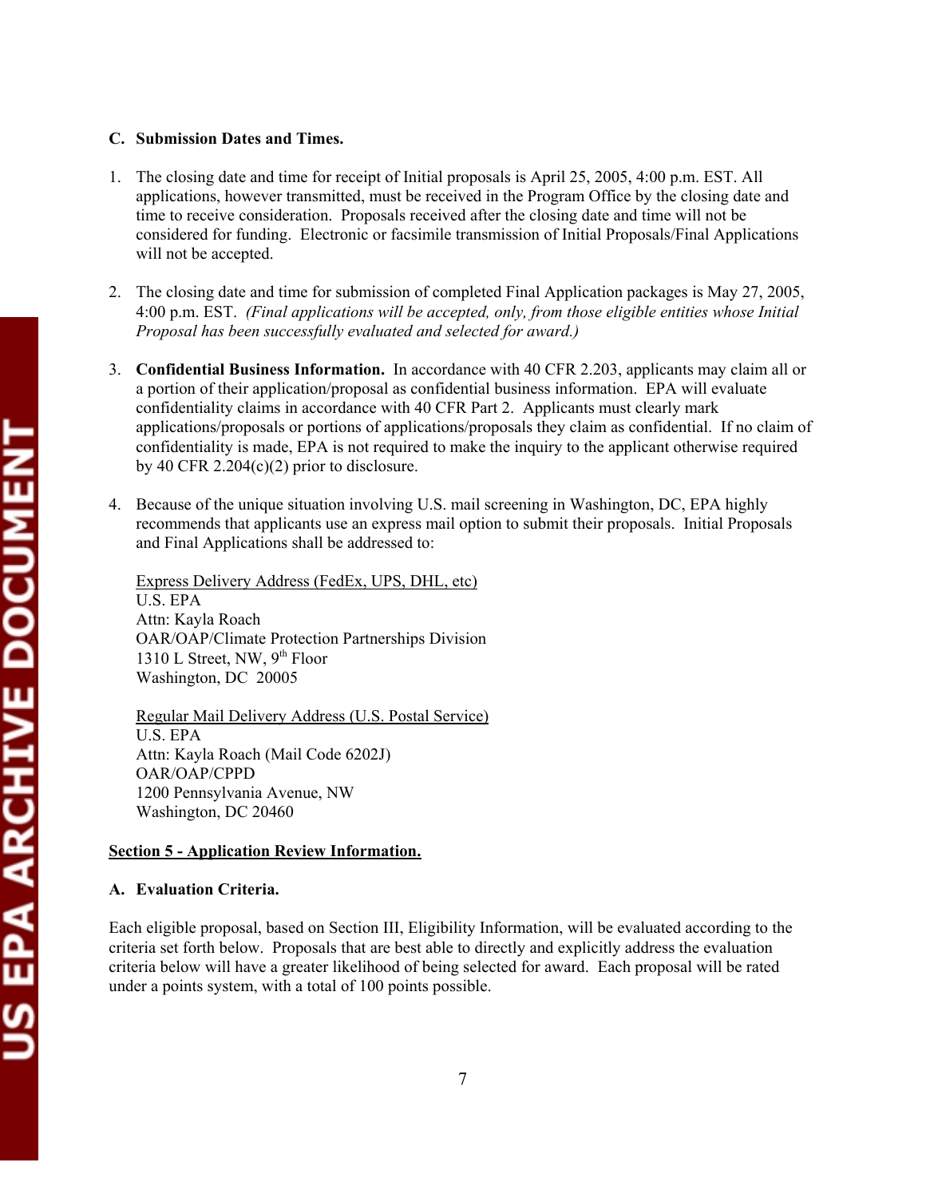**C. Submission Dates and Times.**

1. The closing date and time for receipt of Initial proposals is April 25, 2005, 4:00 p.m. EST. All applications, however transmitted, must be received in the Program Office by the closing date and time to receive consideration. Proposals received after the closing date and time will not be considered for funding. Electronic or facsimile transmission of Initial Proposals/Final Applications will not be accepted.

2. The closing date and time for submission of completed Final Application packages is May 27, 2005, 4:00 p.m. EST. *(Final applications will be accepted, only, from those eligible entities whose Initial Proposal has been successfully evaluated and selected for award.)*

3. **Confidential Business Information.** In accordance with 40 CFR 2.203, applicants may claim all or a portion of their application/proposal as confidential business information. EPA will evaluate confidentiality claims in accordance with 40 CFR Part 2. Applicants must clearly mark applications/proposals or portions of applications/proposals they claim as confidential. If no claim of confidentiality is made, EPA is not required to make the inquiry to the applicant otherwise required by 40 CFR 2.204(c)(2) prior to disclosure.

4. Because of the unique situation involving U.S. mail screening in Washington, DC, EPA highly recommends that applicants use an express mail option to submit their proposals. Initial Proposals and Final Applications shall be addressed to:

   <u>Express Delivery Address (FedEx, UPS, DHL, etc)</u>
   U.S. EPA
   Attn: Kayla Roach
   OAR/OAP/Climate Protection Partnerships Division
   1310 L Street, NW, 9th Floor
   Washington, DC 20005

   <u>Regular Mail Delivery Address (U.S. Postal Service)</u>
   U.S. EPA
   Attn: Kayla Roach (Mail Code 6202J)
   OAR/OAP/CPPD
   1200 Pennsylvania Avenue, NW
   Washington, DC 20460

## Section 5 - Application Review Information.

**A. Evaluation Criteria.**

Each eligible proposal, based on Section III, Eligibility Information, will be evaluated according to the criteria set forth below. Proposals that are best able to directly and explicitly address the evaluation criteria below will have a greater likelihood of being selected for award. Each proposal will be rated under a points system, with a total of 100 points possible.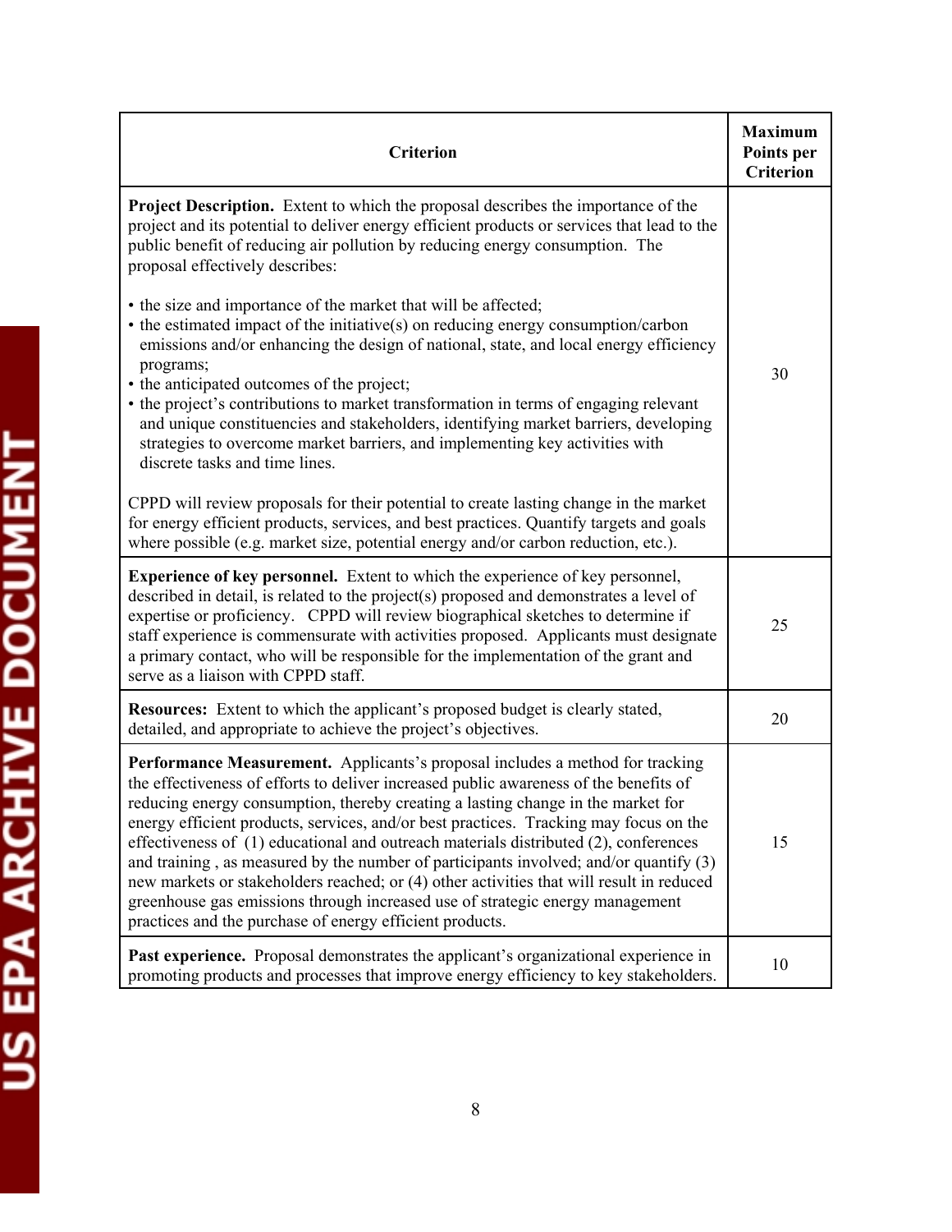| Criterion | Maximum Points per Criterion |
|---|---|
| **Project Description.** Extent to which the proposal describes the importance of the project and its potential to deliver energy efficient products or services that lead to the public benefit of reducing air pollution by reducing energy consumption. The proposal effectively describes:<br><br>• the size and importance of the market that will be affected;<br>• the estimated impact of the initiative(s) on reducing energy consumption/carbon emissions and/or enhancing the design of national, state, and local energy efficiency programs;<br>• the anticipated outcomes of the project;<br>• the project's contributions to market transformation in terms of engaging relevant and unique constituencies and stakeholders, identifying market barriers, developing strategies to overcome market barriers, and implementing key activities with discrete tasks and time lines.<br><br>CPPD will review proposals for their potential to create lasting change in the market for energy efficient products, services, and best practices. Quantify targets and goals where possible (e.g. market size, potential energy and/or carbon reduction, etc.). | 30 |
| **Experience of key personnel.** Extent to which the experience of key personnel, described in detail, is related to the project(s) proposed and demonstrates a level of expertise or proficiency. CPPD will review biographical sketches to determine if staff experience is commensurate with activities proposed. Applicants must designate a primary contact, who will be responsible for the implementation of the grant and serve as a liaison with CPPD staff. | 25 |
| **Resources:** Extent to which the applicant's proposed budget is clearly stated, detailed, and appropriate to achieve the project's objectives. | 20 |
| **Performance Measurement.** Applicants's proposal includes a method for tracking the effectiveness of efforts to deliver increased public awareness of the benefits of reducing energy consumption, thereby creating a lasting change in the market for energy efficient products, services, and/or best practices. Tracking may focus on the effectiveness of (1) educational and outreach materials distributed (2), conferences and training , as measured by the number of participants involved; and/or quantify (3) new markets or stakeholders reached; or (4) other activities that will result in reduced greenhouse gas emissions through increased use of strategic energy management practices and the purchase of energy efficient products. | 15 |
| **Past experience.** Proposal demonstrates the applicant's organizational experience in promoting products and processes that improve energy efficiency to key stakeholders. | 10 |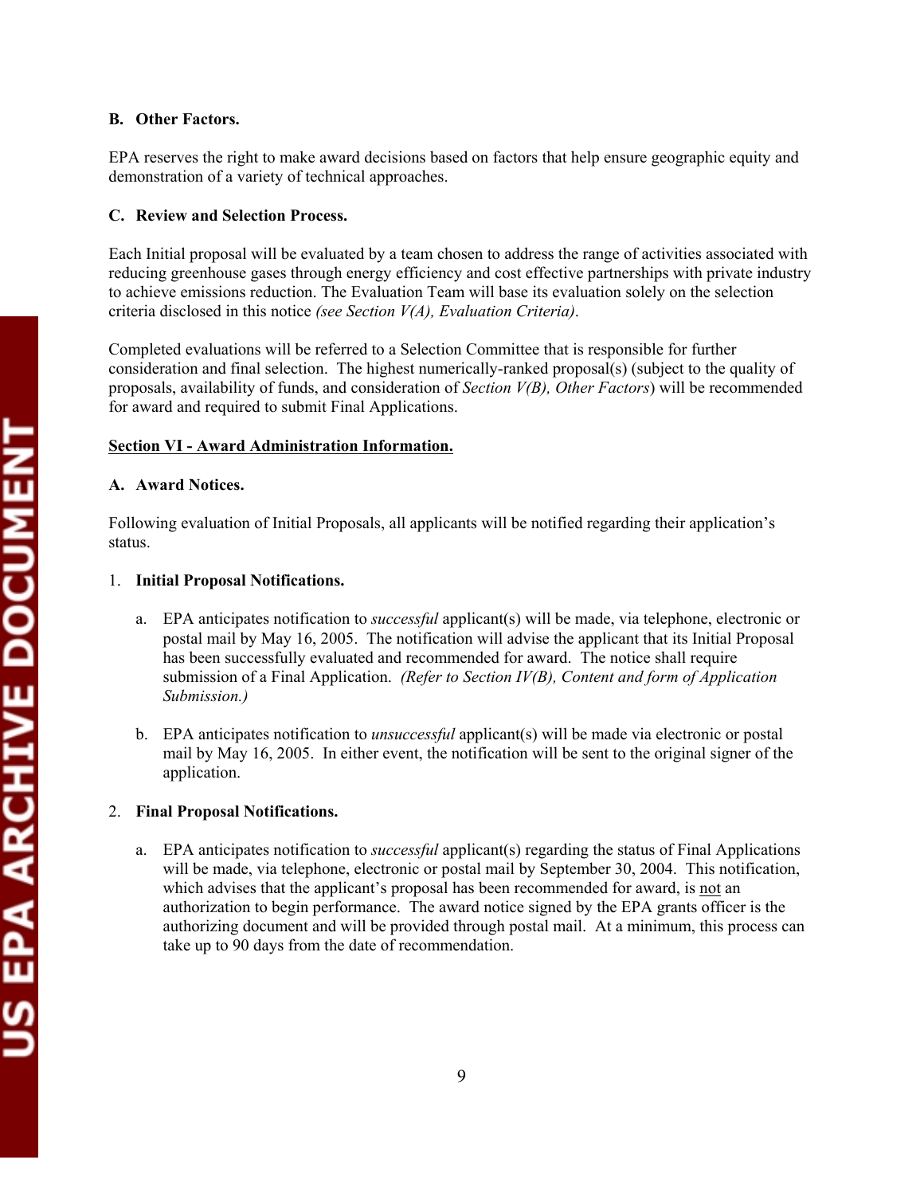**B. Other Factors.**

EPA reserves the right to make award decisions based on factors that help ensure geographic equity and demonstration of a variety of technical approaches.

**C. Review and Selection Process.**

Each Initial proposal will be evaluated by a team chosen to address the range of activities associated with reducing greenhouse gases through energy efficiency and cost effective partnerships with private industry to achieve emissions reduction. The Evaluation Team will base its evaluation solely on the selection criteria disclosed in this notice *(see Section V(A), Evaluation Criteria)*.

Completed evaluations will be referred to a Selection Committee that is responsible for further consideration and final selection. The highest numerically-ranked proposal(s) (subject to the quality of proposals, availability of funds, and consideration of *Section V(B), Other Factors*) will be recommended for award and required to submit Final Applications.

## Section VI - Award Administration Information.

**A. Award Notices.**

Following evaluation of Initial Proposals, all applicants will be notified regarding their application's status.

1. **Initial Proposal Notifications.**

   a. EPA anticipates notification to *successful* applicant(s) will be made, via telephone, electronic or postal mail by May 16, 2005. The notification will advise the applicant that its Initial Proposal has been successfully evaluated and recommended for award. The notice shall require submission of a Final Application. *(Refer to Section IV(B), Content and form of Application Submission.)*

   b. EPA anticipates notification to *unsuccessful* applicant(s) will be made via electronic or postal mail by May 16, 2005. In either event, the notification will be sent to the original signer of the application.

2. **Final Proposal Notifications.**

   a. EPA anticipates notification to *successful* applicant(s) regarding the status of Final Applications will be made, via telephone, electronic or postal mail by September 30, 2004. This notification, which advises that the applicant's proposal has been recommended for award, is not an authorization to begin performance. The award notice signed by the EPA grants officer is the authorizing document and will be provided through postal mail. At a minimum, this process can take up to 90 days from the date of recommendation.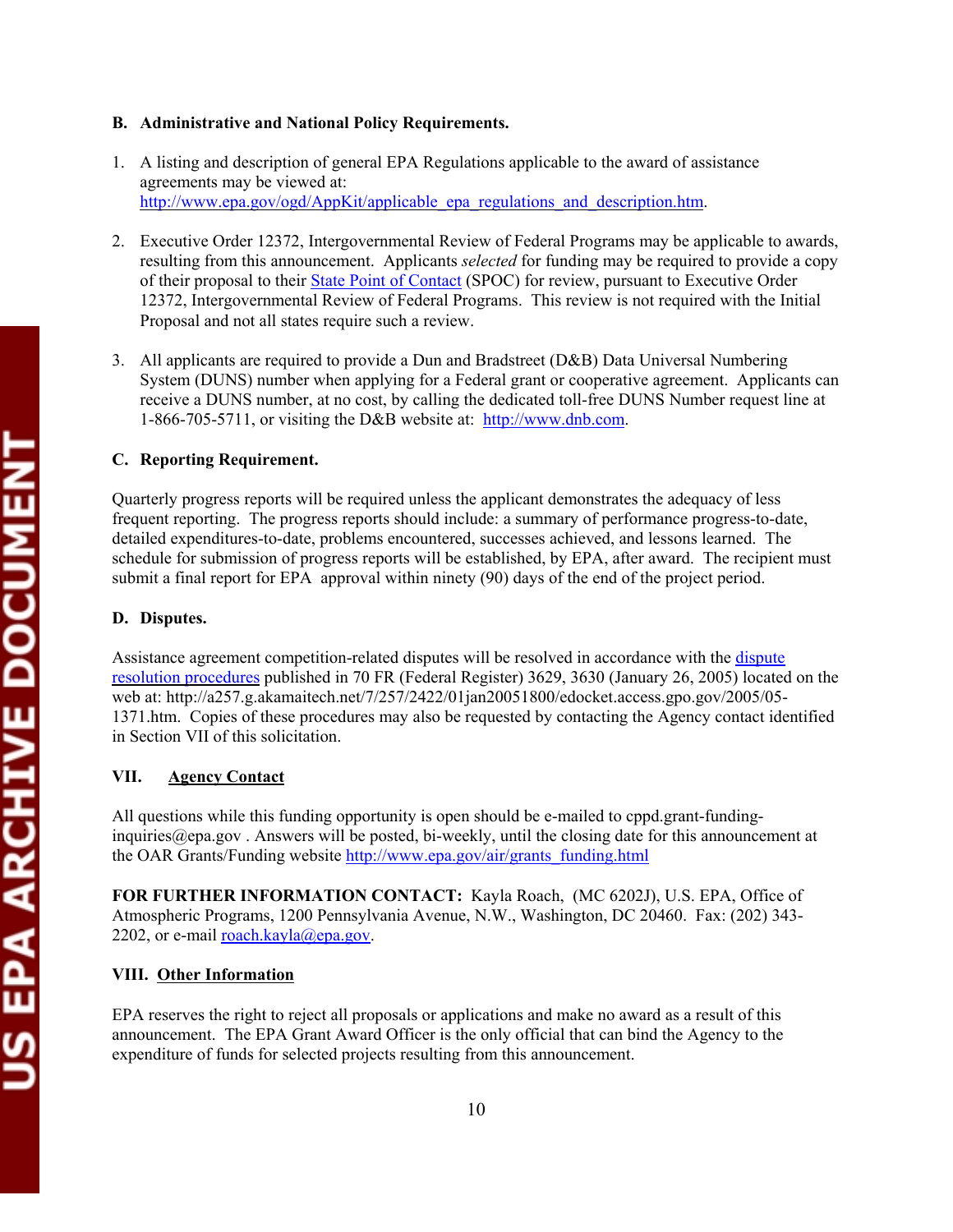### B. Administrative and National Policy Requirements.

1. A listing and description of general EPA Regulations applicable to the award of assistance agreements may be viewed at: http://www.epa.gov/ogd/AppKit/applicable_epa_regulations_and_description.htm.

2. Executive Order 12372, Intergovernmental Review of Federal Programs may be applicable to awards, resulting from this announcement. Applicants *selected* for funding may be required to provide a copy of their proposal to their State Point of Contact (SPOC) for review, pursuant to Executive Order 12372, Intergovernmental Review of Federal Programs. This review is not required with the Initial Proposal and not all states require such a review.

3. All applicants are required to provide a Dun and Bradstreet (D&B) Data Universal Numbering System (DUNS) number when applying for a Federal grant or cooperative agreement. Applicants can receive a DUNS number, at no cost, by calling the dedicated toll-free DUNS Number request line at 1-866-705-5711, or visiting the D&B website at: http://www.dnb.com.

### C. Reporting Requirement.

Quarterly progress reports will be required unless the applicant demonstrates the adequacy of less frequent reporting. The progress reports should include: a summary of performance progress-to-date, detailed expenditures-to-date, problems encountered, successes achieved, and lessons learned. The schedule for submission of progress reports will be established, by EPA, after award. The recipient must submit a final report for EPA approval within ninety (90) days of the end of the project period.

### D. Disputes.

Assistance agreement competition-related disputes will be resolved in accordance with the dispute resolution procedures published in 70 FR (Federal Register) 3629, 3630 (January 26, 2005) located on the web at: http://a257.g.akamaitech.net/7/257/2422/01jan20051800/edocket.access.gpo.gov/2005/05-1371.htm. Copies of these procedures may also be requested by contacting the Agency contact identified in Section VII of this solicitation.

## VII. Agency Contact

All questions while this funding opportunity is open should be e-mailed to cppd.grant-funding-inquiries@epa.gov . Answers will be posted, bi-weekly, until the closing date for this announcement at the OAR Grants/Funding website http://www.epa.gov/air/grants_funding.html

**FOR FURTHER INFORMATION CONTACT:** Kayla Roach, (MC 6202J), U.S. EPA, Office of Atmospheric Programs, 1200 Pennsylvania Avenue, N.W., Washington, DC 20460. Fax: (202) 343-2202, or e-mail roach.kayla@epa.gov.

## VIII. Other Information

EPA reserves the right to reject all proposals or applications and make no award as a result of this announcement. The EPA Grant Award Officer is the only official that can bind the Agency to the expenditure of funds for selected projects resulting from this announcement.